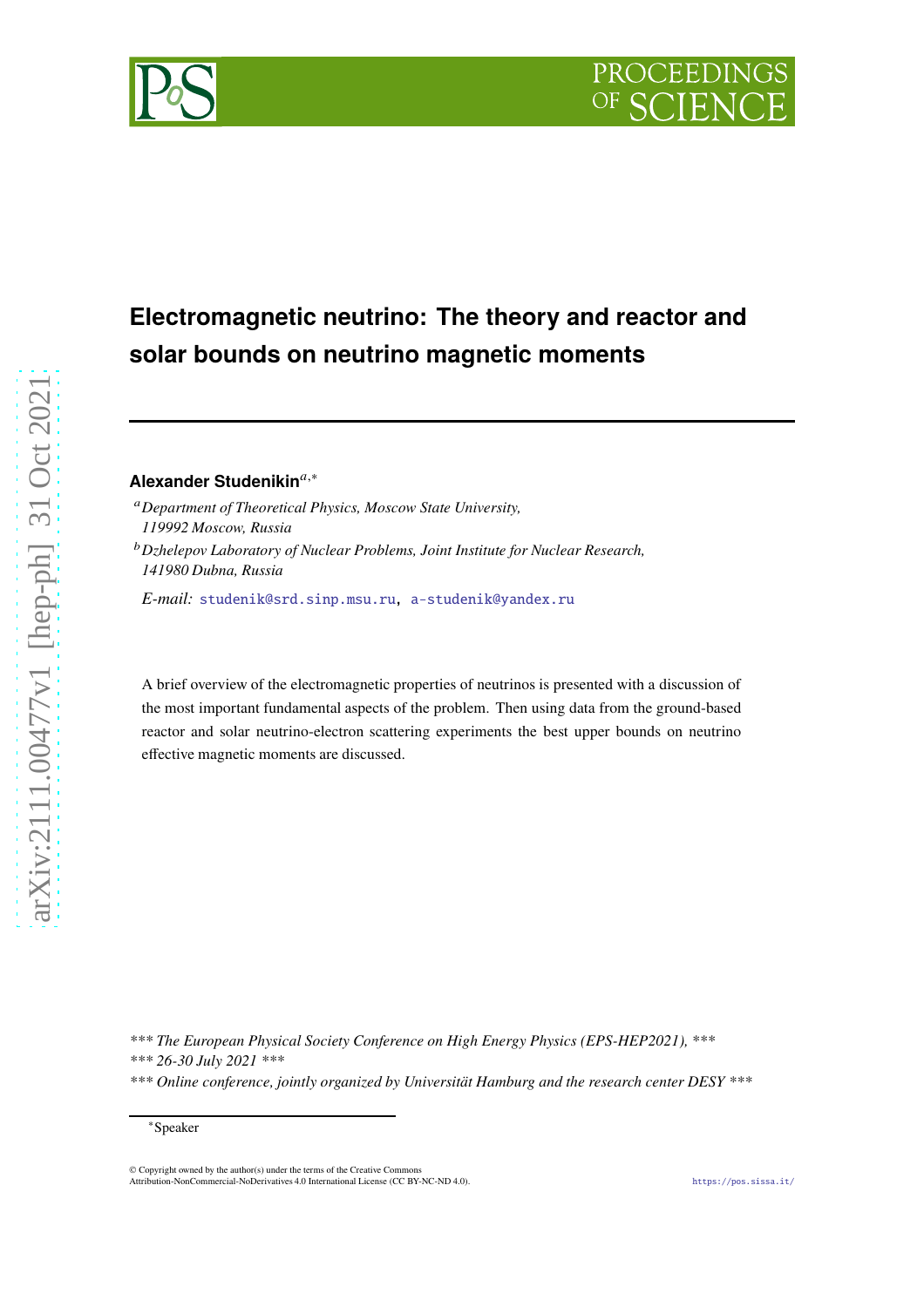# Electromagnetic neutrino: The theory and reactor and solar bounds on neutrino magnetic moments

**Alexander Studenikin**[a,*]

[a] *Department of Theoretical Physics, Moscow State University, 119992 Moscow, Russia*

[b] *Dzhelepov Laboratory of Nuclear Problems, Joint Institute for Nuclear Research, 141980 Dubna, Russia*

*E-mail:* studenik@srd.sinp.msu.ru, a-studenik@yandex.ru

A brief overview of the electromagnetic properties of neutrinos is presented with a discussion of the most important fundamental aspects of the problem. Then using data from the ground-based reactor and solar neutrino-electron scattering experiments the best upper bounds on neutrino effective magnetic moments are discussed.

*\*\*\* The European Physical Society Conference on High Energy Physics (EPS-HEP2021), \*\*\**
*\*\*\* 26-30 July 2021 \*\*\**
*\*\*\* Online conference, jointly organized by Universität Hamburg and the research center DESY \*\*\**

[*] Speaker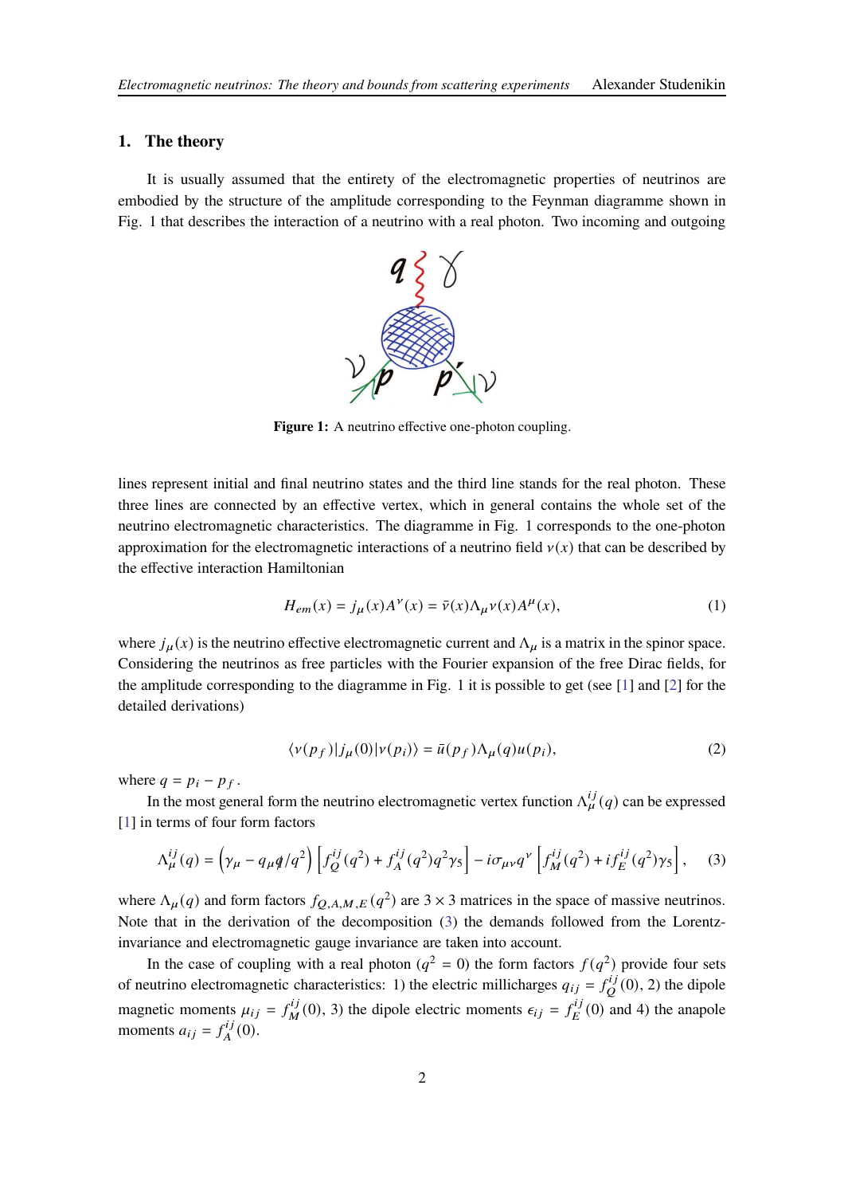## 1. The theory

It is usually assumed that the entirety of the electromagnetic properties of neutrinos are embodied by the structure of the amplitude corresponding to the Feynman diagramme shown in Fig. 1 that describes the interaction of a neutrino with a real photon. Two incoming and outgoing

**Figure 1:** A neutrino effective one-photon coupling.

lines represent initial and final neutrino states and the third line stands for the real photon. These three lines are connected by an effective vertex, which in general contains the whole set of the neutrino electromagnetic characteristics. The diagramme in Fig. 1 corresponds to the one-photon approximation for the electromagnetic interactions of a neutrino field $\nu(x)$ that can be described by the effective interaction Hamiltonian

$$H_{em}(x) = j_\mu(x) A^\nu(x) = \bar{\nu}(x) \Lambda_\mu \nu(x) A^\mu(x), \tag{1}$$

where $j_\mu(x)$ is the neutrino effective electromagnetic current and $\Lambda_\mu$ is a matrix in the spinor space. Considering the neutrinos as free particles with the Fourier expansion of the free Dirac fields, for the amplitude corresponding to the diagramme in Fig. 1 it is possible to get (see [1] and [2] for the detailed derivations)

$$\langle \nu(p_f) | j_\mu(0) | \nu(p_i) \rangle = \bar{u}(p_f) \Lambda_\mu(q) u(p_i), \tag{2}$$

where $q = p_i - p_f$.

In the most general form the neutrino electromagnetic vertex function $\Lambda_\mu^{ij}(q)$ can be expressed [1] in terms of four form factors

$$\Lambda_\mu^{ij}(q) = \left(\gamma_\mu - q_\mu \not{q}/q^2\right) \left[ f_Q^{ij}(q^2) + f_A^{ij}(q^2) q^2 \gamma_5 \right] - i\sigma_{\mu\nu} q^\nu \left[ f_M^{ij}(q^2) + i f_E^{ij}(q^2) \gamma_5 \right], \tag{3}$$

where $\Lambda_\mu(q)$ and form factors $f_{Q,A,M,E}(q^2)$ are $3 \times 3$ matrices in the space of massive neutrinos. Note that in the derivation of the decomposition (3) the demands followed from the Lorentz-invariance and electromagnetic gauge invariance are taken into account.

In the case of coupling with a real photon ($q^2 = 0$) the form factors $f(q^2)$ provide four sets of neutrino electromagnetic characteristics: 1) the electric millicharges $q_{ij} = f_Q^{ij}(0)$, 2) the dipole magnetic moments $\mu_{ij} = f_M^{ij}(0)$, 3) the dipole electric moments $\epsilon_{ij} = f_E^{ij}(0)$ and 4) the anapole moments $a_{ij} = f_A^{ij}(0)$.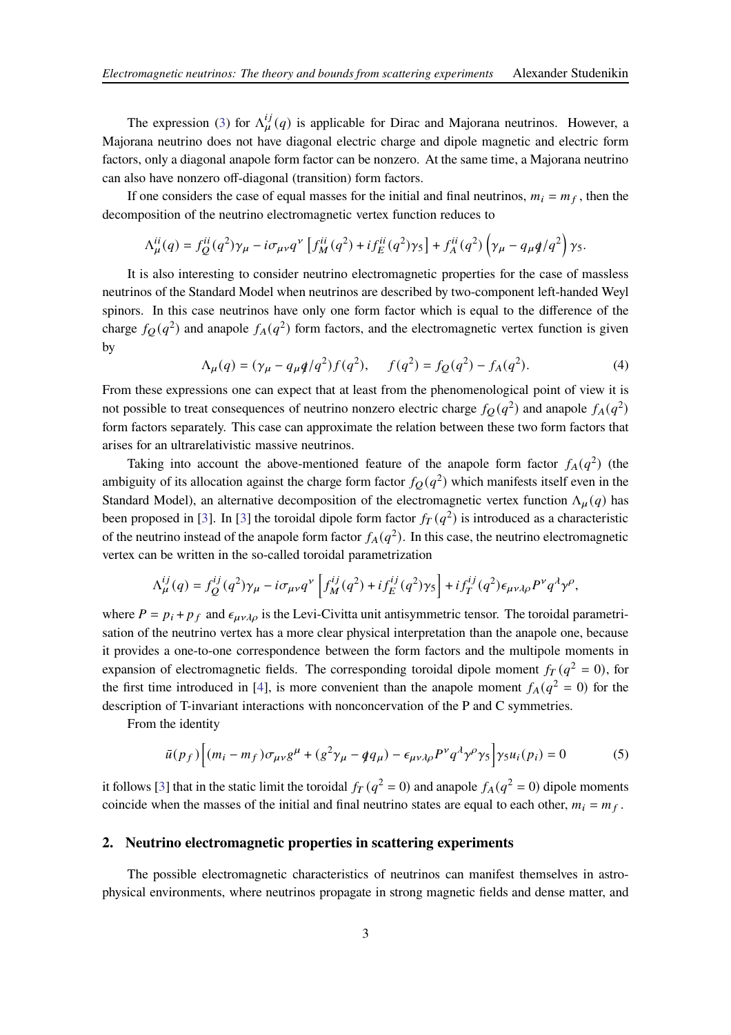The expression (3) for $\Lambda_\mu^{ij}(q)$ is applicable for Dirac and Majorana neutrinos. However, a Majorana neutrino does not have diagonal electric charge and dipole magnetic and electric form factors, only a diagonal anapole form factor can be nonzero. At the same time, a Majorana neutrino can also have nonzero off-diagonal (transition) form factors.

If one considers the case of equal masses for the initial and final neutrinos, $m_i = m_f$, then the decomposition of the neutrino electromagnetic vertex function reduces to

$$\Lambda_\mu^{ii}(q) = f_Q^{ii}(q^2)\gamma_\mu - i\sigma_{\mu\nu}q^\nu \left[ f_M^{ii}(q^2) + i f_E^{ii}(q^2)\gamma_5 \right] + f_A^{ii}(q^2)\left(\gamma_\mu - q_\mu \not{q}/q^2\right)\gamma_5.$$

It is also interesting to consider neutrino electromagnetic properties for the case of massless neutrinos of the Standard Model when neutrinos are described by two-component left-handed Weyl spinors. In this case neutrinos have only one form factor which is equal to the difference of the charge $f_Q(q^2)$ and anapole $f_A(q^2)$ form factors, and the electromagnetic vertex function is given by

$$\Lambda_\mu(q) = (\gamma_\mu - q_\mu \not{q}/q^2) f(q^2), \qquad f(q^2) = f_Q(q^2) - f_A(q^2). \tag{4}$$

From these expressions one can expect that at least from the phenomenological point of view it is not possible to treat consequences of neutrino nonzero electric charge $f_Q(q^2)$ and anapole $f_A(q^2)$ form factors separately. This case can approximate the relation between these two form factors that arises for an ultrarelativistic massive neutrinos.

Taking into account the above-mentioned feature of the anapole form factor $f_A(q^2)$ (the ambiguity of its allocation against the charge form factor $f_Q(q^2)$ which manifests itself even in the Standard Model), an alternative decomposition of the electromagnetic vertex function $\Lambda_\mu(q)$ has been proposed in [3]. In [3] the toroidal dipole form factor $f_T(q^2)$ is introduced as a characteristic of the neutrino instead of the anapole form factor $f_A(q^2)$. In this case, the neutrino electromagnetic vertex can be written in the so-called toroidal parametrization

$$\Lambda_\mu^{ij}(q) = f_Q^{ij}(q^2)\gamma_\mu - i\sigma_{\mu\nu}q^\nu \left[ f_M^{ij}(q^2) + i f_E^{ij}(q^2)\gamma_5 \right] + i f_T^{ij}(q^2)\epsilon_{\mu\nu\lambda\rho}P^\nu q^\lambda \gamma^\rho,$$

where $P = p_i + p_f$ and $\epsilon_{\mu\nu\lambda\rho}$ is the Levi-Civitta unit antisymmetric tensor. The toroidal parametrisation of the neutrino vertex has a more clear physical interpretation than the anapole one, because it provides a one-to-one correspondence between the form factors and the multipole moments in expansion of electromagnetic fields. The corresponding toroidal dipole moment $f_T(q^2 = 0)$, for the first time introduced in [4], is more convenient than the anapole moment $f_A(q^2 = 0)$ for the description of T-invariant interactions with nonconcervation of the P and C symmetries.

From the identity

$$\bar{u}(p_f)\Big[(m_i - m_f)\sigma_{\mu\nu}g^\mu + (g^2\gamma_\mu - \not{q}q_\mu) - \epsilon_{\mu\nu\lambda\rho}P^\nu q^\lambda \gamma^\rho \gamma_5\Big]\gamma_5 u_i(p_i) = 0 \tag{5}$$

it follows [3] that in the static limit the toroidal $f_T(q^2 = 0)$ and anapole $f_A(q^2 = 0)$ dipole moments coincide when the masses of the initial and final neutrino states are equal to each other, $m_i = m_f$.

## 2. Neutrino electromagnetic properties in scattering experiments

The possible electromagnetic characteristics of neutrinos can manifest themselves in astrophysical environments, where neutrinos propagate in strong magnetic fields and dense matter, and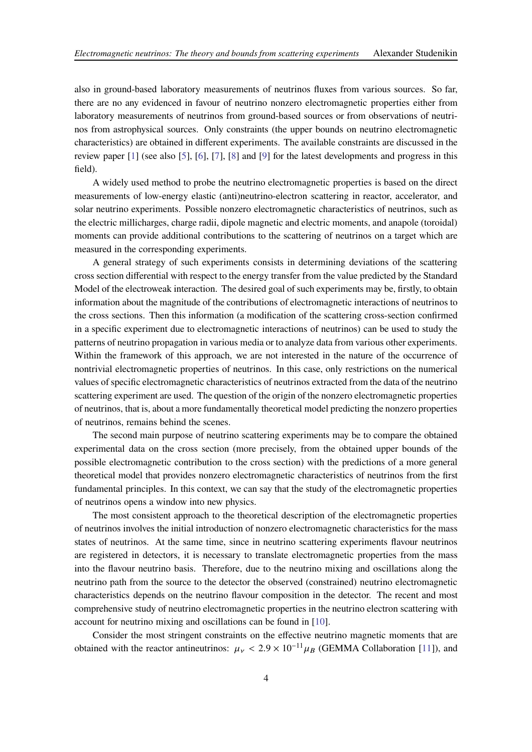also in ground-based laboratory measurements of neutrinos fluxes from various sources. So far, there are no any evidenced in favour of neutrino nonzero electromagnetic properties either from laboratory measurements of neutrinos from ground-based sources or from observations of neutrinos from astrophysical sources. Only constraints (the upper bounds on neutrino electromagnetic characteristics) are obtained in different experiments. The available constraints are discussed in the review paper [1] (see also [5], [6], [7], [8] and [9] for the latest developments and progress in this field).

A widely used method to probe the neutrino electromagnetic properties is based on the direct measurements of low-energy elastic (anti)neutrino-electron scattering in reactor, accelerator, and solar neutrino experiments. Possible nonzero electromagnetic characteristics of neutrinos, such as the electric millicharges, charge radii, dipole magnetic and electric moments, and anapole (toroidal) moments can provide additional contributions to the scattering of neutrinos on a target which are measured in the corresponding experiments.

A general strategy of such experiments consists in determining deviations of the scattering cross section differential with respect to the energy transfer from the value predicted by the Standard Model of the electroweak interaction. The desired goal of such experiments may be, firstly, to obtain information about the magnitude of the contributions of electromagnetic interactions of neutrinos to the cross sections. Then this information (a modification of the scattering cross-section confirmed in a specific experiment due to electromagnetic interactions of neutrinos) can be used to study the patterns of neutrino propagation in various media or to analyze data from various other experiments. Within the framework of this approach, we are not interested in the nature of the occurrence of nontrivial electromagnetic properties of neutrinos. In this case, only restrictions on the numerical values of specific electromagnetic characteristics of neutrinos extracted from the data of the neutrino scattering experiment are used. The question of the origin of the nonzero electromagnetic properties of neutrinos, that is, about a more fundamentally theoretical model predicting the nonzero properties of neutrinos, remains behind the scenes.

The second main purpose of neutrino scattering experiments may be to compare the obtained experimental data on the cross section (more precisely, from the obtained upper bounds of the possible electromagnetic contribution to the cross section) with the predictions of a more general theoretical model that provides nonzero electromagnetic characteristics of neutrinos from the first fundamental principles. In this context, we can say that the study of the electromagnetic properties of neutrinos opens a window into new physics.

The most consistent approach to the theoretical description of the electromagnetic properties of neutrinos involves the initial introduction of nonzero electromagnetic characteristics for the mass states of neutrinos. At the same time, since in neutrino scattering experiments flavour neutrinos are registered in detectors, it is necessary to translate electromagnetic properties from the mass into the flavour neutrino basis. Therefore, due to the neutrino mixing and oscillations along the neutrino path from the source to the detector the observed (constrained) neutrino electromagnetic characteristics depends on the neutrino flavour composition in the detector. The recent and most comprehensive study of neutrino electromagnetic properties in the neutrino electron scattering with account for neutrino mixing and oscillations can be found in [10].

Consider the most stringent constraints on the effective neutrino magnetic moments that are obtained with the reactor antineutrinos: $\mu_\nu < 2.9 \times 10^{-11} \mu_B$ (GEMMA Collaboration [11]), and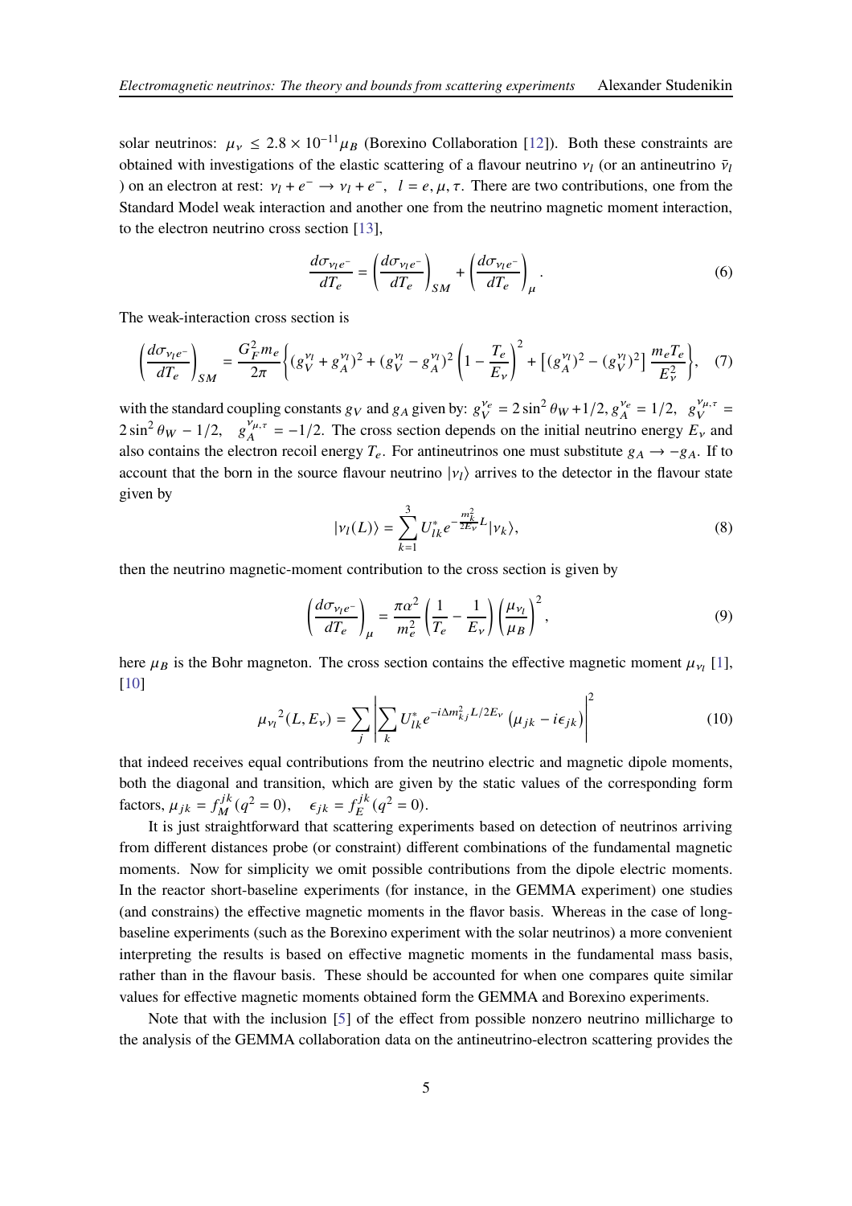solar neutrinos: $\mu_\nu \leq 2.8 \times 10^{-11}\mu_B$ (Borexino Collaboration [12]). Both these constraints are obtained with investigations of the elastic scattering of a flavour neutrino $\nu_l$ (or an antineutrino $\bar{\nu}_l$ ) on an electron at rest: $\nu_l + e^- \to \nu_l + e^-, \quad l = e, \mu, \tau$. There are two contributions, one from the Standard Model weak interaction and another one from the neutrino magnetic moment interaction, to the electron neutrino cross section [13],

$$\frac{d\sigma_{\nu_l e^-}}{dT_e} = \left(\frac{d\sigma_{\nu_l e^-}}{dT_e}\right)_{SM} + \left(\frac{d\sigma_{\nu_l e^-}}{dT_e}\right)_{\mu}. \tag{6}$$

The weak-interaction cross section is

$$\left(\frac{d\sigma_{\nu_l e^-}}{dT_e}\right)_{SM} = \frac{G_F^2 m_e}{2\pi}\left\{(g_V^{\nu_l}+g_A^{\nu_l})^2 + (g_V^{\nu_l}-g_A^{\nu_l})^2\left(1-\frac{T_e}{E_\nu}\right)^2 + \left[(g_A^{\nu_l})^2-(g_V^{\nu_l})^2\right]\frac{m_e T_e}{E_\nu^2}\right\}, \tag{7}$$

with the standard coupling constants $g_V$ and $g_A$ given by: $g_V^{\nu_e} = 2\sin^2\theta_W + 1/2, g_A^{\nu_e} = 1/2, \quad g_V^{\nu_{\mu,\tau}} = 2\sin^2\theta_W - 1/2, \quad g_A^{\nu_{\mu,\tau}} = -1/2$. The cross section depends on the initial neutrino energy $E_\nu$ and also contains the electron recoil energy $T_e$. For antineutrinos one must substitute $g_A \to -g_A$. If to account that the born in the source flavour neutrino $|\nu_l\rangle$ arrives to the detector in the flavour state given by

$$|\nu_l(L)\rangle = \sum_{k=1}^{3} U_{lk}^{*} e^{-\frac{m_k^2}{2E_\nu}L}|\nu_k\rangle, \tag{8}$$

then the neutrino magnetic-moment contribution to the cross section is given by

$$\left(\frac{d\sigma_{\nu_l e^-}}{dT_e}\right)_{\mu} = \frac{\pi\alpha^2}{m_e^2}\left(\frac{1}{T_e}-\frac{1}{E_\nu}\right)\left(\frac{\mu_{\nu_l}}{\mu_B}\right)^2, \tag{9}$$

here $\mu_B$ is the Bohr magneton. The cross section contains the effective magnetic moment $\mu_{\nu_l}$ [1], [10]

$${\mu_{\nu_l}}^2(L, E_\nu) = \sum_j \left|\sum_k U_{lk}^{*} e^{-i\Delta m_{kj}^2 L/2E_\nu}\left(\mu_{jk} - i\epsilon_{jk}\right)\right|^2 \tag{10}$$

that indeed receives equal contributions from the neutrino electric and magnetic dipole moments, both the diagonal and transition, which are given by the static values of the corresponding form factors, $\mu_{jk} = f_M^{jk}(q^2 = 0), \quad \epsilon_{jk} = f_E^{jk}(q^2 = 0)$.

It is just straightforward that scattering experiments based on detection of neutrinos arriving from different distances probe (or constraint) different combinations of the fundamental magnetic moments. Now for simplicity we omit possible contributions from the dipole electric moments. In the reactor short-baseline experiments (for instance, in the GEMMA experiment) one studies (and constrains) the effective magnetic moments in the flavor basis. Whereas in the case of long-baseline experiments (such as the Borexino experiment with the solar neutrinos) a more convenient interpreting the results is based on effective magnetic moments in the fundamental mass basis, rather than in the flavour basis. These should be accounted for when one compares quite similar values for effective magnetic moments obtained form the GEMMA and Borexino experiments.

Note that with the inclusion [5] of the effect from possible nonzero neutrino millicharge to the analysis of the GEMMA collaboration data on the antineutrino-electron scattering provides the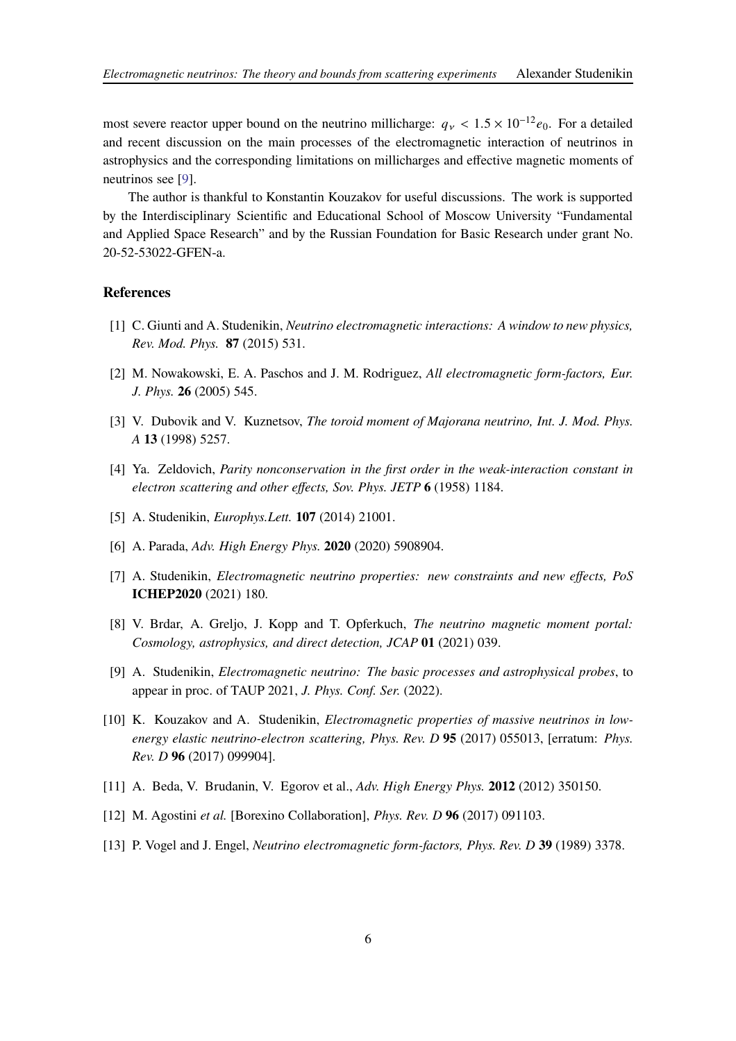most severe reactor upper bound on the neutrino millicharge: $q_\nu < 1.5 \times 10^{-12} e_0$. For a detailed and recent discussion on the main processes of the electromagnetic interaction of neutrinos in astrophysics and the corresponding limitations on millicharges and effective magnetic moments of neutrinos see [9].

The author is thankful to Konstantin Kouzakov for useful discussions. The work is supported by the Interdisciplinary Scientific and Educational School of Moscow University "Fundamental and Applied Space Research" and by the Russian Foundation for Basic Research under grant No. 20-52-53022-GFEN-a.

## References

[1] C. Giunti and A. Studenikin, *Neutrino electromagnetic interactions: A window to new physics, Rev. Mod. Phys.* **87** (2015) 531.

[2] M. Nowakowski, E. A. Paschos and J. M. Rodriguez, *All electromagnetic form-factors, Eur. J. Phys.* **26** (2005) 545.

[3] V. Dubovik and V. Kuznetsov, *The toroid moment of Majorana neutrino, Int. J. Mod. Phys. A* **13** (1998) 5257.

[4] Ya. Zeldovich, *Parity nonconservation in the first order in the weak-interaction constant in electron scattering and other effects, Sov. Phys. JETP* **6** (1958) 1184.

[5] A. Studenikin, *Europhys.Lett.* **107** (2014) 21001.

[6] A. Parada, *Adv. High Energy Phys.* **2020** (2020) 5908904.

[7] A. Studenikin, *Electromagnetic neutrino properties: new constraints and new effects, PoS* **ICHEP2020** (2021) 180.

[8] V. Brdar, A. Greljo, J. Kopp and T. Opferkuch, *The neutrino magnetic moment portal: Cosmology, astrophysics, and direct detection, JCAP* **01** (2021) 039.

[9] A. Studenikin, *Electromagnetic neutrino: The basic processes and astrophysical probes*, to appear in proc. of TAUP 2021, *J. Phys. Conf. Ser.* (2022).

[10] K. Kouzakov and A. Studenikin, *Electromagnetic properties of massive neutrinos in low-energy elastic neutrino-electron scattering, Phys. Rev. D* **95** (2017) 055013, [erratum: *Phys. Rev. D* **96** (2017) 099904].

[11] A. Beda, V. Brudanin, V. Egorov et al., *Adv. High Energy Phys.* **2012** (2012) 350150.

[12] M. Agostini *et al.* [Borexino Collaboration], *Phys. Rev. D* **96** (2017) 091103.

[13] P. Vogel and J. Engel, *Neutrino electromagnetic form-factors, Phys. Rev. D* **39** (1989) 3378.